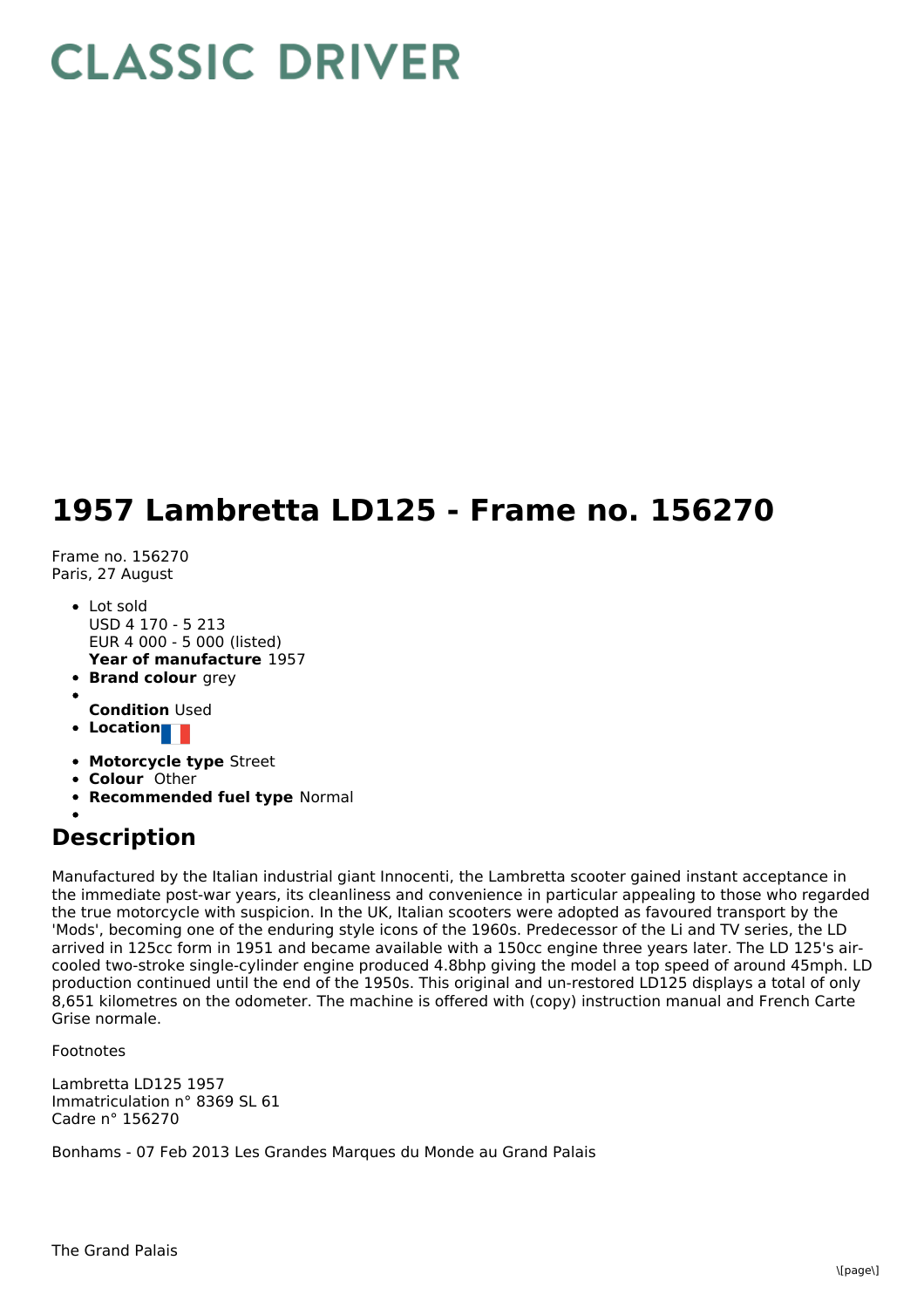# CLASSIC DRIVER

## 1957 Lambretta LD125 - Frame no. 156270

Frame no. 156270
Paris, 27 August

- Lot sold
  USD 4 170 - 5 213
  EUR 4 000 - 5 000 (listed)
  **Year of manufacture** 1957
- **Brand colour** grey
- **Condition** Used
- **Location**
- **Motorcycle type** Street
- **Colour** Other
- **Recommended fuel type** Normal

## Description

Manufactured by the Italian industrial giant Innocenti, the Lambretta scooter gained instant acceptance in the immediate post-war years, its cleanliness and convenience in particular appealing to those who regarded the true motorcycle with suspicion. In the UK, Italian scooters were adopted as favoured transport by the 'Mods', becoming one of the enduring style icons of the 1960s. Predecessor of the Li and TV series, the LD arrived in 125cc form in 1951 and became available with a 150cc engine three years later. The LD 125's air-cooled two-stroke single-cylinder engine produced 4.8bhp giving the model a top speed of around 45mph. LD production continued until the end of the 1950s. This original and un-restored LD125 displays a total of only 8,651 kilometres on the odometer. The machine is offered with (copy) instruction manual and French Carte Grise normale.

Footnotes

Lambretta LD125 1957
Immatriculation n° 8369 SL 61
Cadre n° 156270

Bonhams - 07 Feb 2013 Les Grandes Marques du Monde au Grand Palais

The Grand Palais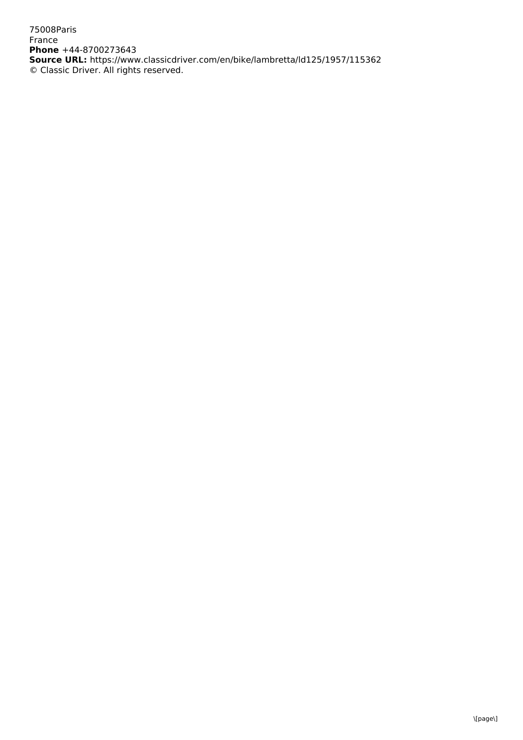75008Paris
France
**Phone** +44-8700273643
**Source URL:** https://www.classicdriver.com/en/bike/lambretta/ld125/1957/115362
© Classic Driver. All rights reserved.